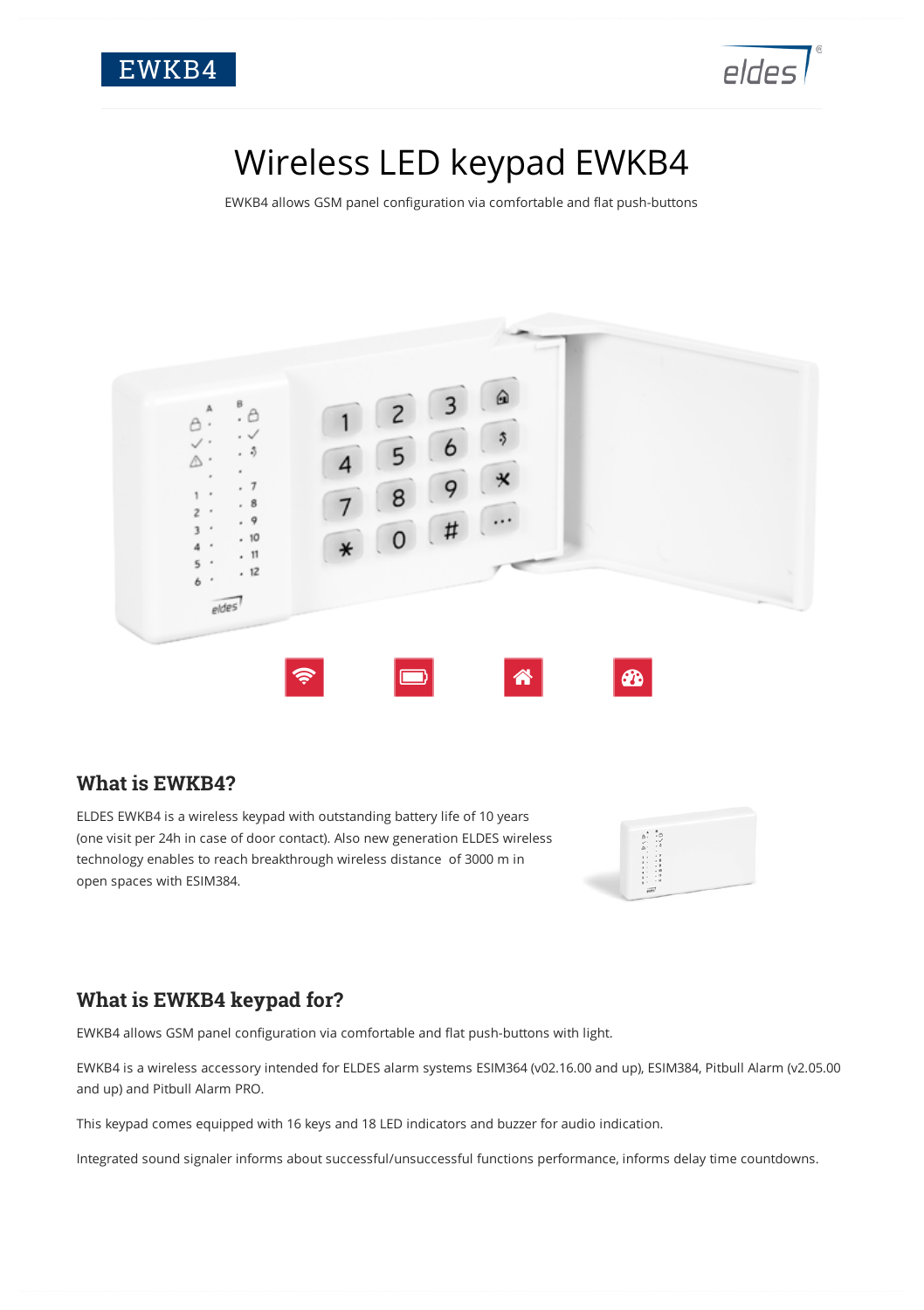EWKB4

# Wireless LED keypad EWKB4

EWKB4 allows GSM panel configuration via comfortable and flat push-buttons

## What is EWKB4?

ELDES EWKB4 is a wireless keypad with outstanding battery life of 10 years (one visit per 24h in case of door contact). Also new generation ELDES wireless technology enables to reach breakthrough wireless distance of 3000 m in open spaces with ESIM384.

## What is EWKB4 keypad for?

EWKB4 allows GSM panel configuration via comfortable and flat push-buttons with light.

EWKB4 is a wireless accessory intended for ELDES alarm systems ESIM364 (v02.16.00 and up), ESIM384, Pitbull Alarm (v2.05.00 and up) and Pitbull Alarm PRO.

This keypad comes equipped with 16 keys and 18 LED indicators and buzzer for audio indication.

Integrated sound signaler informs about successful/unsuccessful functions performance, informs delay time countdowns.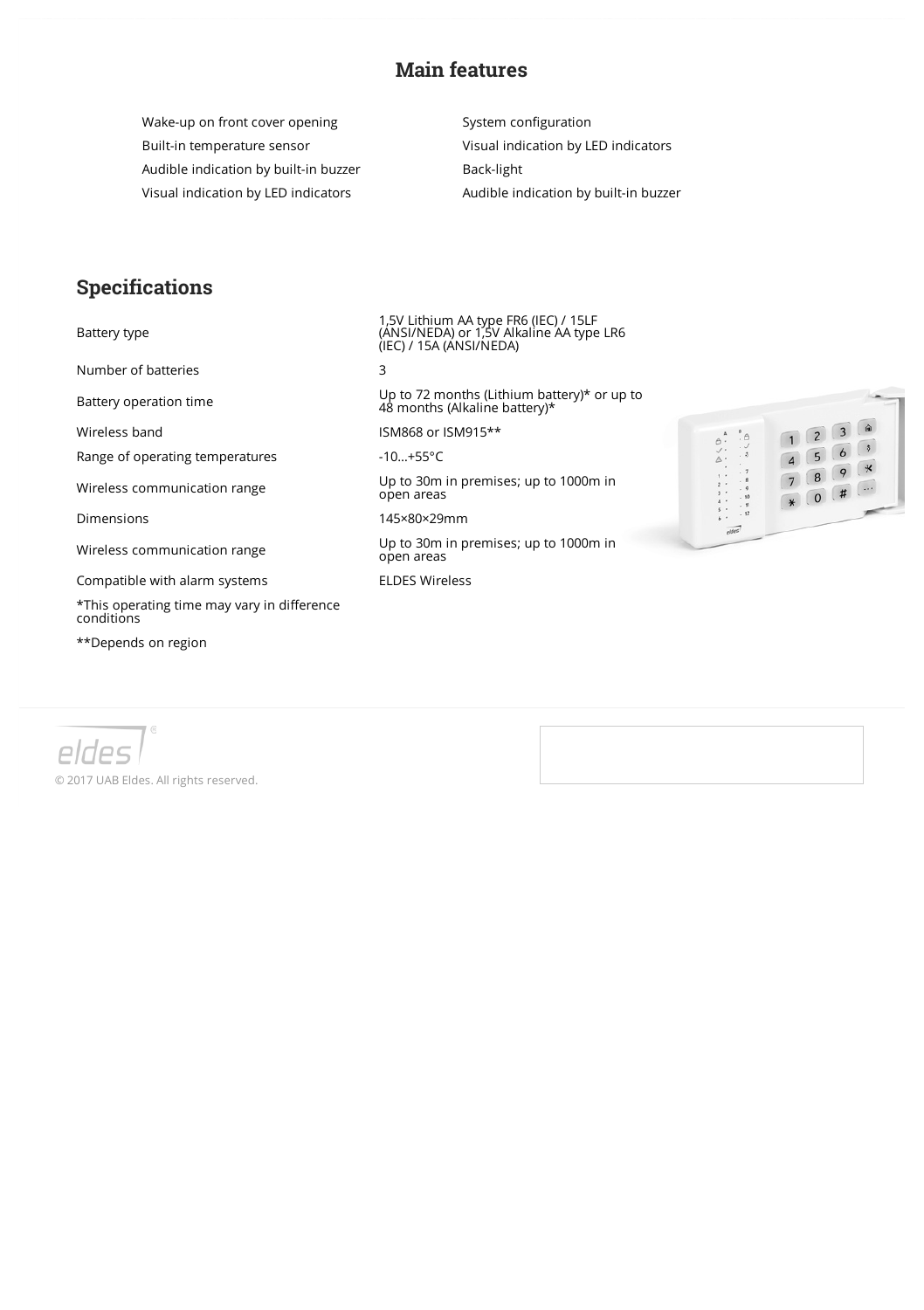## Main features

- Wake-up on front cover opening
- Built-in temperature sensor
- Audible indication by built-in buzzer
- Visual indication by LED indicators
- System configuration
- Visual indication by LED indicators
- Back-light
- Audible indication by built-in buzzer

## Specifications

| | |
|---|---|
| Battery type | 1,5V Lithium AA type FR6 (IEC) / 15LF (ANSI/NEDA) or 1,5V Alkaline AA type LR6 (IEC) / 15A (ANSI/NEDA) |
| Number of batteries | 3 |
| Battery operation time | Up to 72 months (Lithium battery)* or up to 48 months (Alkaline battery)* |
| Wireless band | ISM868 or ISM915** |
| Range of operating temperatures | -10...+55°C |
| Wireless communication range | Up to 30m in premises; up to 1000m in open areas |
| Dimensions | 145×80×29mm |
| Wireless communication range | Up to 30m in premises; up to 1000m in open areas |
| Compatible with alarm systems | ELDES Wireless |

*This operating time may vary in difference conditions

**Depends on region

© 2017 UAB Eldes. All rights reserved.